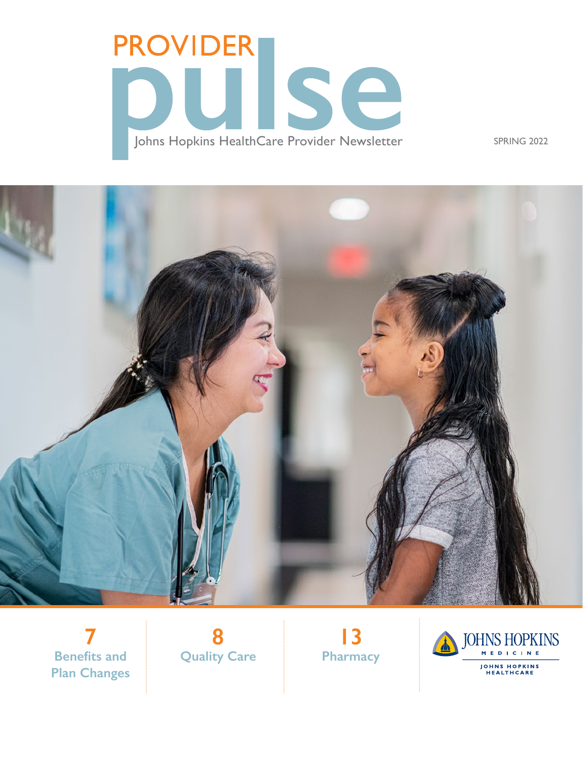# PROVIDER pulse

Johns Hopkins HealthCare Provider Newsletter

SPRING 2022

**7** Benefits and Plan Changes

**8** Quality Care

**13** Pharmacy

JOHNS HOPKINS MEDICINE

JOHNS HOPKINS HEALTHCARE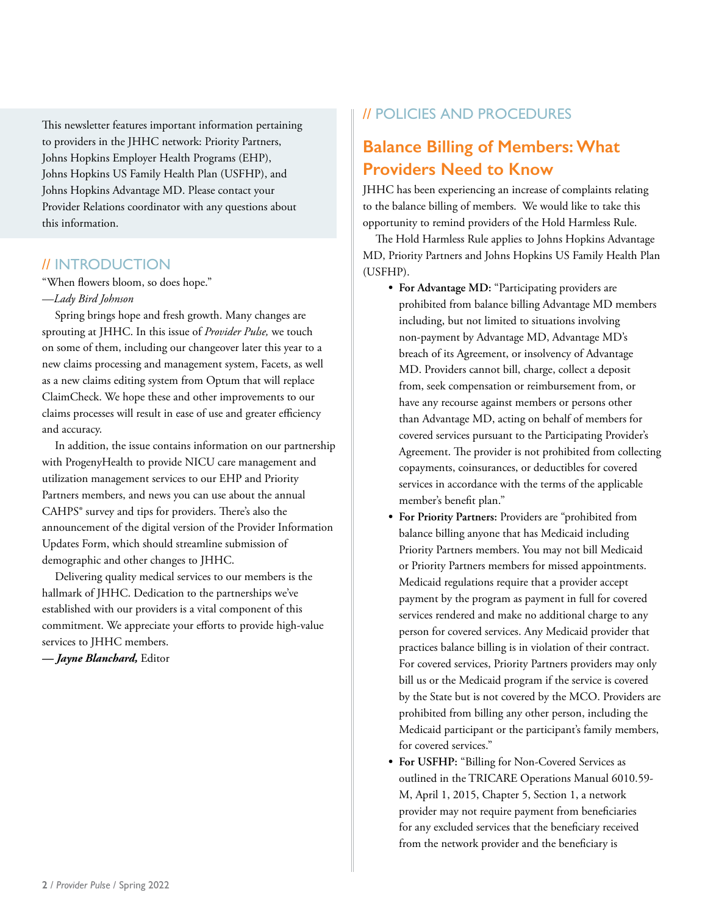This newsletter features important information pertaining to providers in the JHHC network: Priority Partners, Johns Hopkins Employer Health Programs (EHP), Johns Hopkins US Family Health Plan (USFHP), and Johns Hopkins Advantage MD. Please contact your Provider Relations coordinator with any questions about this information.

## // INTRODUCTION

"When flowers bloom, so does hope."
—*Lady Bird Johnson*

Spring brings hope and fresh growth. Many changes are sprouting at JHHC. In this issue of *Provider Pulse,* we touch on some of them, including our changeover later this year to a new claims processing and management system, Facets, as well as a new claims editing system from Optum that will replace ClaimCheck. We hope these and other improvements to our claims processes will result in ease of use and greater efficiency and accuracy.

In addition, the issue contains information on our partnership with ProgenyHealth to provide NICU care management and utilization management services to our EHP and Priority Partners members, and news you can use about the annual CAHPS® survey and tips for providers. There's also the announcement of the digital version of the Provider Information Updates Form, which should streamline submission of demographic and other changes to JHHC.

Delivering quality medical services to our members is the hallmark of JHHC. Dedication to the partnerships we've established with our providers is a vital component of this commitment. We appreciate your efforts to provide high-value services to JHHC members.

***— Jayne Blanchard,*** Editor

## // POLICIES AND PROCEDURES

### Balance Billing of Members: What Providers Need to Know

JHHC has been experiencing an increase of complaints relating to the balance billing of members. We would like to take this opportunity to remind providers of the Hold Harmless Rule.

The Hold Harmless Rule applies to Johns Hopkins Advantage MD, Priority Partners and Johns Hopkins US Family Health Plan (USFHP).

- **For Advantage MD:** "Participating providers are prohibited from balance billing Advantage MD members including, but not limited to situations involving non-payment by Advantage MD, Advantage MD's breach of its Agreement, or insolvency of Advantage MD. Providers cannot bill, charge, collect a deposit from, seek compensation or reimbursement from, or have any recourse against members or persons other than Advantage MD, acting on behalf of members for covered services pursuant to the Participating Provider's Agreement. The provider is not prohibited from collecting copayments, coinsurances, or deductibles for covered services in accordance with the terms of the applicable member's benefit plan."
- **For Priority Partners:** Providers are "prohibited from balance billing anyone that has Medicaid including Priority Partners members. You may not bill Medicaid or Priority Partners members for missed appointments. Medicaid regulations require that a provider accept payment by the program as payment in full for covered services rendered and make no additional charge to any person for covered services. Any Medicaid provider that practices balance billing is in violation of their contract. For covered services, Priority Partners providers may only bill us or the Medicaid program if the service is covered by the State but is not covered by the MCO. Providers are prohibited from billing any other person, including the Medicaid participant or the participant's family members, for covered services."
- **For USFHP:** "Billing for Non-Covered Services as outlined in the TRICARE Operations Manual 6010.59-M, April 1, 2015, Chapter 5, Section 1, a network provider may not require payment from beneficiaries for any excluded services that the beneficiary received from the network provider and the beneficiary is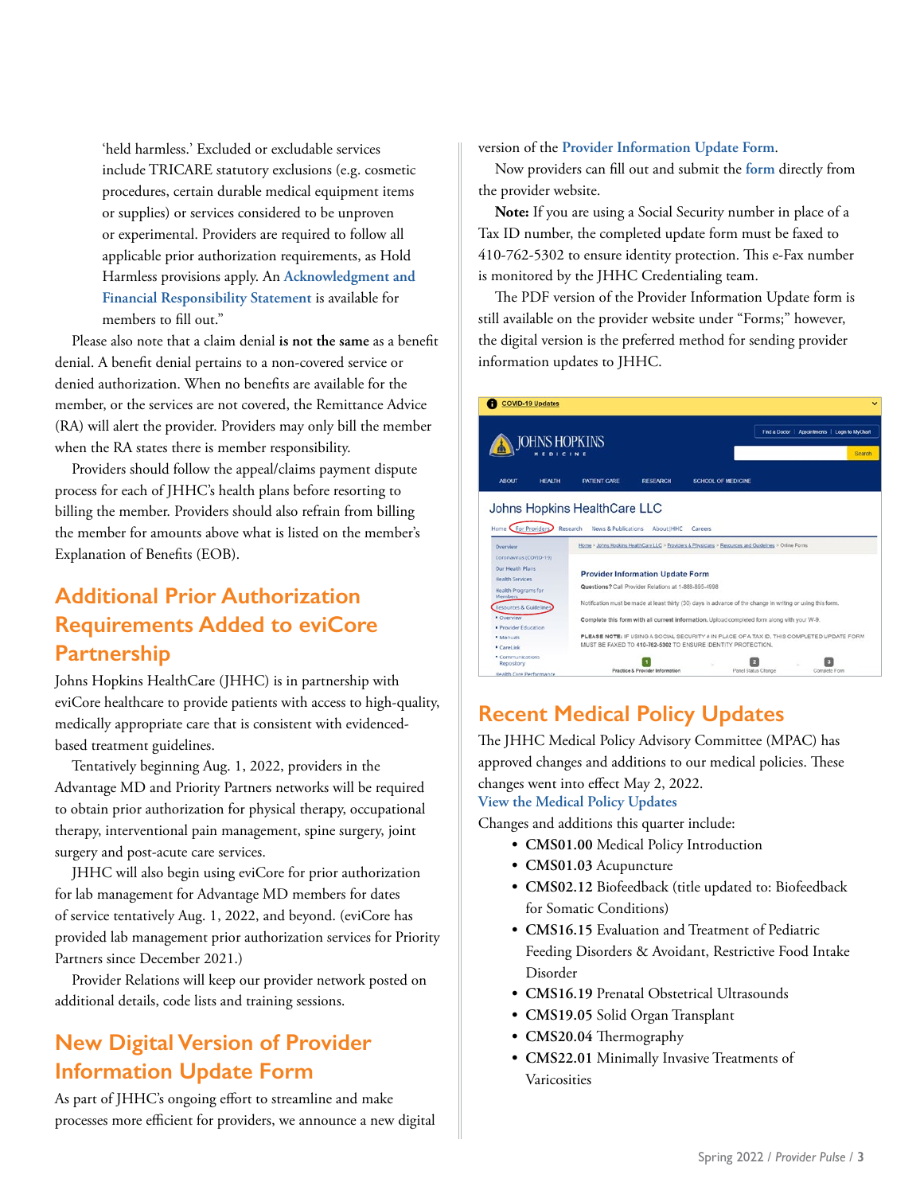'held harmless.' Excluded or excludable services include TRICARE statutory exclusions (e.g. cosmetic procedures, certain durable medical equipment items or supplies) or services considered to be unproven or experimental. Providers are required to follow all applicable prior authorization requirements, as Hold Harmless provisions apply. An Acknowledgment and Financial Responsibility Statement is available for members to fill out."

Please also note that a claim denial **is not the same** as a benefit denial. A benefit denial pertains to a non-covered service or denied authorization. When no benefits are available for the member, or the services are not covered, the Remittance Advice (RA) will alert the provider. Providers may only bill the member when the RA states there is member responsibility.

Providers should follow the appeal/claims payment dispute process for each of JHHC's health plans before resorting to billing the member. Providers should also refrain from billing the member for amounts above what is listed on the member's Explanation of Benefits (EOB).

## Additional Prior Authorization Requirements Added to eviCore Partnership

Johns Hopkins HealthCare (JHHC) is in partnership with eviCore healthcare to provide patients with access to high-quality, medically appropriate care that is consistent with evidenced-based treatment guidelines.

Tentatively beginning Aug. 1, 2022, providers in the Advantage MD and Priority Partners networks will be required to obtain prior authorization for physical therapy, occupational therapy, interventional pain management, spine surgery, joint surgery and post-acute care services.

JHHC will also begin using eviCore for prior authorization for lab management for Advantage MD members for dates of service tentatively Aug. 1, 2022, and beyond. (eviCore has provided lab management prior authorization services for Priority Partners since December 2021.)

Provider Relations will keep our provider network posted on additional details, code lists and training sessions.

## New Digital Version of Provider Information Update Form

As part of JHHC's ongoing effort to streamline and make processes more efficient for providers, we announce a new digital version of the Provider Information Update Form.

Now providers can fill out and submit the form directly from the provider website.

**Note:** If you are using a Social Security number in place of a Tax ID number, the completed update form must be faxed to 410-762-5302 to ensure identity protection. This e-Fax number is monitored by the JHHC Credentialing team.

The PDF version of the Provider Information Update form is still available on the provider website under "Forms;" however, the digital version is the preferred method for sending provider information updates to JHHC.

## Recent Medical Policy Updates

The JHHC Medical Policy Advisory Committee (MPAC) has approved changes and additions to our medical policies. These changes went into effect May 2, 2022.

View the Medical Policy Updates

Changes and additions this quarter include:

- **CMS01.00** Medical Policy Introduction
- **CMS01.03** Acupuncture
- **CMS02.12** Biofeedback (title updated to: Biofeedback for Somatic Conditions)
- **CMS16.15** Evaluation and Treatment of Pediatric Feeding Disorders & Avoidant, Restrictive Food Intake Disorder
- **CMS16.19** Prenatal Obstetrical Ultrasounds
- **CMS19.05** Solid Organ Transplant
- **CMS20.04** Thermography
- **CMS22.01** Minimally Invasive Treatments of Varicosities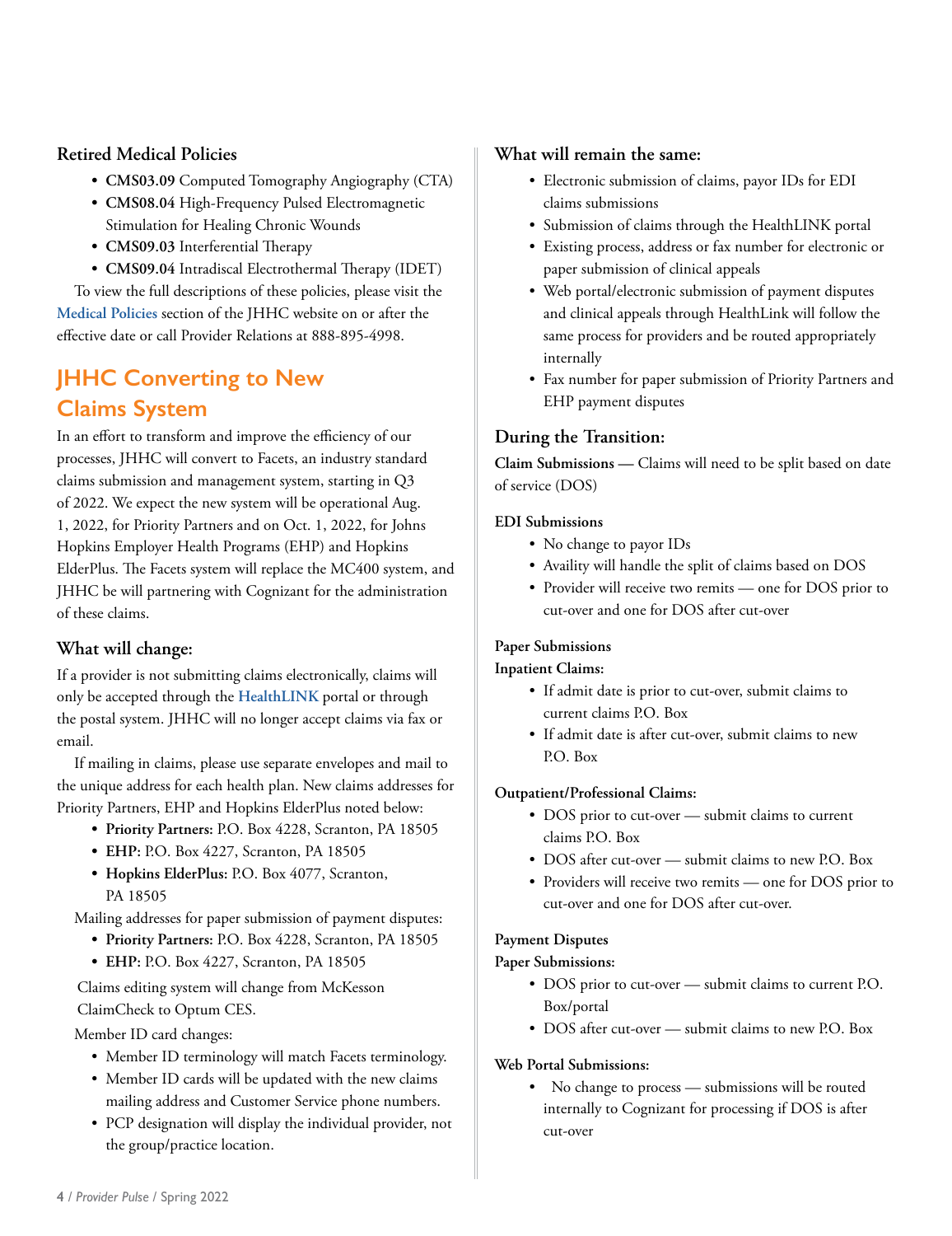### Retired Medical Policies

- **CMS03.09** Computed Tomography Angiography (CTA)
- **CMS08.04** High-Frequency Pulsed Electromagnetic Stimulation for Healing Chronic Wounds
- **CMS09.03** Interferential Therapy
- **CMS09.04** Intradiscal Electrothermal Therapy (IDET)

To view the full descriptions of these policies, please visit the **Medical Policies** section of the JHHC website on or after the effective date or call Provider Relations at 888-895-4998.

## JHHC Converting to New Claims System

In an effort to transform and improve the efficiency of our processes, JHHC will convert to Facets, an industry standard claims submission and management system, starting in Q3 of 2022. We expect the new system will be operational Aug. 1, 2022, for Priority Partners and on Oct. 1, 2022, for Johns Hopkins Employer Health Programs (EHP) and Hopkins ElderPlus. The Facets system will replace the MC400 system, and JHHC be will partnering with Cognizant for the administration of these claims.

### What will change:

If a provider is not submitting claims electronically, claims will only be accepted through the **HealthLINK** portal or through the postal system. JHHC will no longer accept claims via fax or email.

If mailing in claims, please use separate envelopes and mail to the unique address for each health plan. New claims addresses for Priority Partners, EHP and Hopkins ElderPlus noted below:

- **Priority Partners:** P.O. Box 4228, Scranton, PA 18505
- **EHP:** P.O. Box 4227, Scranton, PA 18505
- **Hopkins ElderPlus:** P.O. Box 4077, Scranton, PA 18505

Mailing addresses for paper submission of payment disputes:

- **Priority Partners:** P.O. Box 4228, Scranton, PA 18505
- **EHP:** P.O. Box 4227, Scranton, PA 18505

Claims editing system will change from McKesson ClaimCheck to Optum CES.

Member ID card changes:

- Member ID terminology will match Facets terminology.
- Member ID cards will be updated with the new claims mailing address and Customer Service phone numbers.
- PCP designation will display the individual provider, not the group/practice location.

### What will remain the same:

- Electronic submission of claims, payor IDs for EDI claims submissions
- Submission of claims through the HealthLINK portal
- Existing process, address or fax number for electronic or paper submission of clinical appeals
- Web portal/electronic submission of payment disputes and clinical appeals through HealthLink will follow the same process for providers and be routed appropriately internally
- Fax number for paper submission of Priority Partners and EHP payment disputes

### During the Transition:

**Claim Submissions** — Claims will need to be split based on date of service (DOS)

**EDI Submissions**

- No change to payor IDs
- Availity will handle the split of claims based on DOS
- Provider will receive two remits — one for DOS prior to cut-over and one for DOS after cut-over

**Paper Submissions**

**Inpatient Claims:**

- If admit date is prior to cut-over, submit claims to current claims P.O. Box
- If admit date is after cut-over, submit claims to new P.O. Box

**Outpatient/Professional Claims:**

- DOS prior to cut-over — submit claims to current claims P.O. Box
- DOS after cut-over — submit claims to new P.O. Box
- Providers will receive two remits — one for DOS prior to cut-over and one for DOS after cut-over.

**Payment Disputes**

**Paper Submissions:**

- DOS prior to cut-over — submit claims to current P.O. Box/portal
- DOS after cut-over — submit claims to new P.O. Box

**Web Portal Submissions:**

- No change to process — submissions will be routed internally to Cognizant for processing if DOS is after cut-over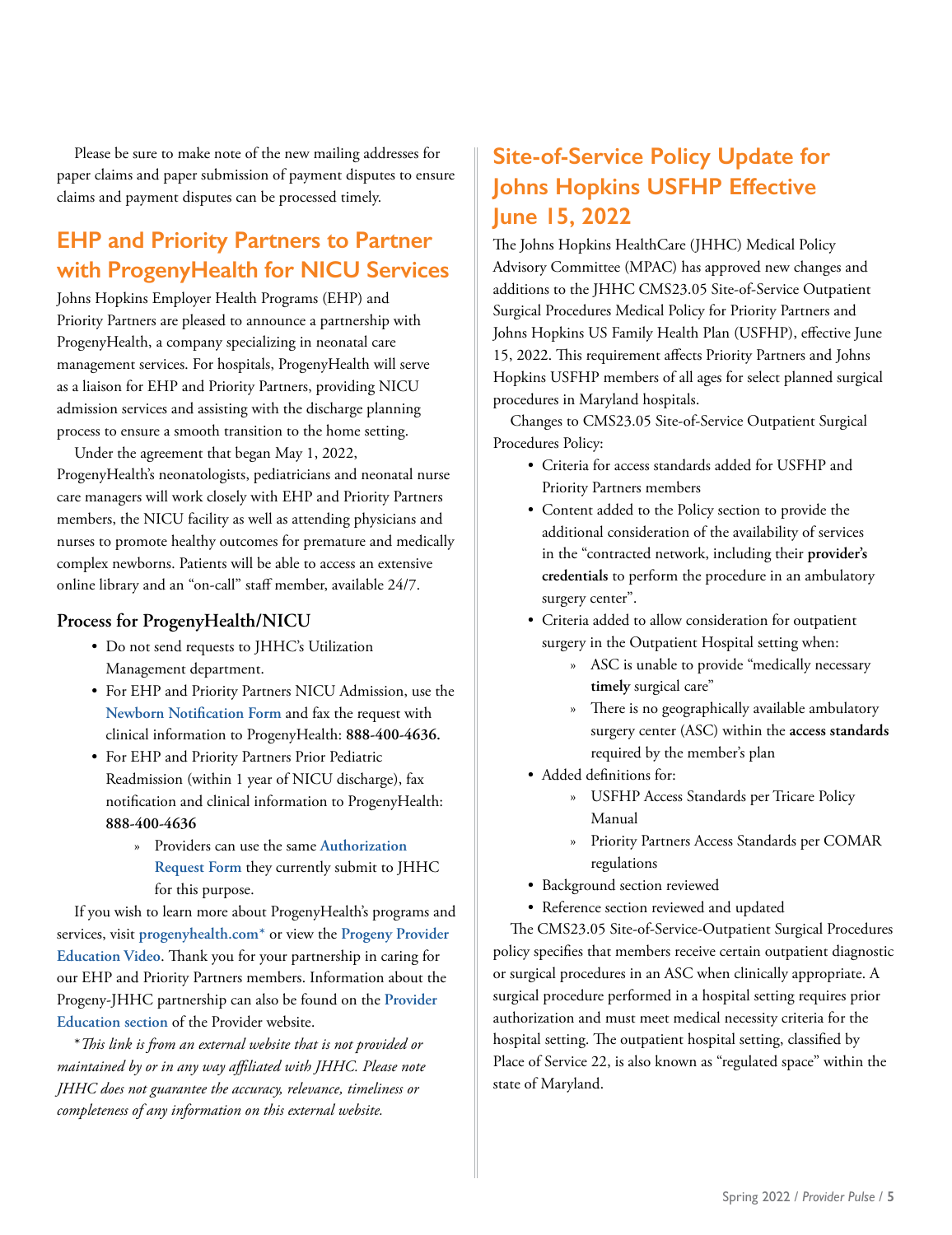Please be sure to make note of the new mailing addresses for paper claims and paper submission of payment disputes to ensure claims and payment disputes can be processed timely.

## EHP and Priority Partners to Partner with ProgenyHealth for NICU Services

Johns Hopkins Employer Health Programs (EHP) and Priority Partners are pleased to announce a partnership with ProgenyHealth, a company specializing in neonatal care management services. For hospitals, ProgenyHealth will serve as a liaison for EHP and Priority Partners, providing NICU admission services and assisting with the discharge planning process to ensure a smooth transition to the home setting.

Under the agreement that began May 1, 2022, ProgenyHealth's neonatologists, pediatricians and neonatal nurse care managers will work closely with EHP and Priority Partners members, the NICU facility as well as attending physicians and nurses to promote healthy outcomes for premature and medically complex newborns. Patients will be able to access an extensive online library and an "on-call" staff member, available 24/7.

### Process for ProgenyHealth/NICU

- Do not send requests to JHHC's Utilization Management department.
- For EHP and Priority Partners NICU Admission, use the **Newborn Notification Form** and fax the request with clinical information to ProgenyHealth: **888-400-4636.**
- For EHP and Priority Partners Prior Pediatric Readmission (within 1 year of NICU discharge), fax notification and clinical information to ProgenyHealth: **888-400-4636**
  - Providers can use the same **Authorization Request Form** they currently submit to JHHC for this purpose.

If you wish to learn more about ProgenyHealth's programs and services, visit **progenyhealth.com*** or view the **Progeny Provider Education Video**. Thank you for your partnership in caring for our EHP and Priority Partners members. Information about the Progeny-JHHC partnership can also be found on the **Provider Education section** of the Provider website.

*\*This link is from an external website that is not provided or maintained by or in any way affiliated with JHHC. Please note JHHC does not guarantee the accuracy, relevance, timeliness or completeness of any information on this external website.*

## Site-of-Service Policy Update for Johns Hopkins USFHP Effective June 15, 2022

The Johns Hopkins HealthCare (JHHC) Medical Policy Advisory Committee (MPAC) has approved new changes and additions to the JHHC CMS23.05 Site-of-Service Outpatient Surgical Procedures Medical Policy for Priority Partners and Johns Hopkins US Family Health Plan (USFHP), effective June 15, 2022. This requirement affects Priority Partners and Johns Hopkins USFHP members of all ages for select planned surgical procedures in Maryland hospitals.

Changes to CMS23.05 Site-of-Service Outpatient Surgical Procedures Policy:

- Criteria for access standards added for USFHP and Priority Partners members
- Content added to the Policy section to provide the additional consideration of the availability of services in the "contracted network, including their **provider's credentials** to perform the procedure in an ambulatory surgery center".
- Criteria added to allow consideration for outpatient surgery in the Outpatient Hospital setting when:
  - ASC is unable to provide "medically necessary **timely** surgical care"
  - There is no geographically available ambulatory surgery center (ASC) within the **access standards** required by the member's plan
- Added definitions for:
  - USFHP Access Standards per Tricare Policy Manual
  - Priority Partners Access Standards per COMAR regulations
- Background section reviewed
- Reference section reviewed and updated

The CMS23.05 Site-of-Service-Outpatient Surgical Procedures policy specifies that members receive certain outpatient diagnostic or surgical procedures in an ASC when clinically appropriate. A surgical procedure performed in a hospital setting requires prior authorization and must meet medical necessity criteria for the hospital setting. The outpatient hospital setting, classified by Place of Service 22, is also known as "regulated space" within the state of Maryland.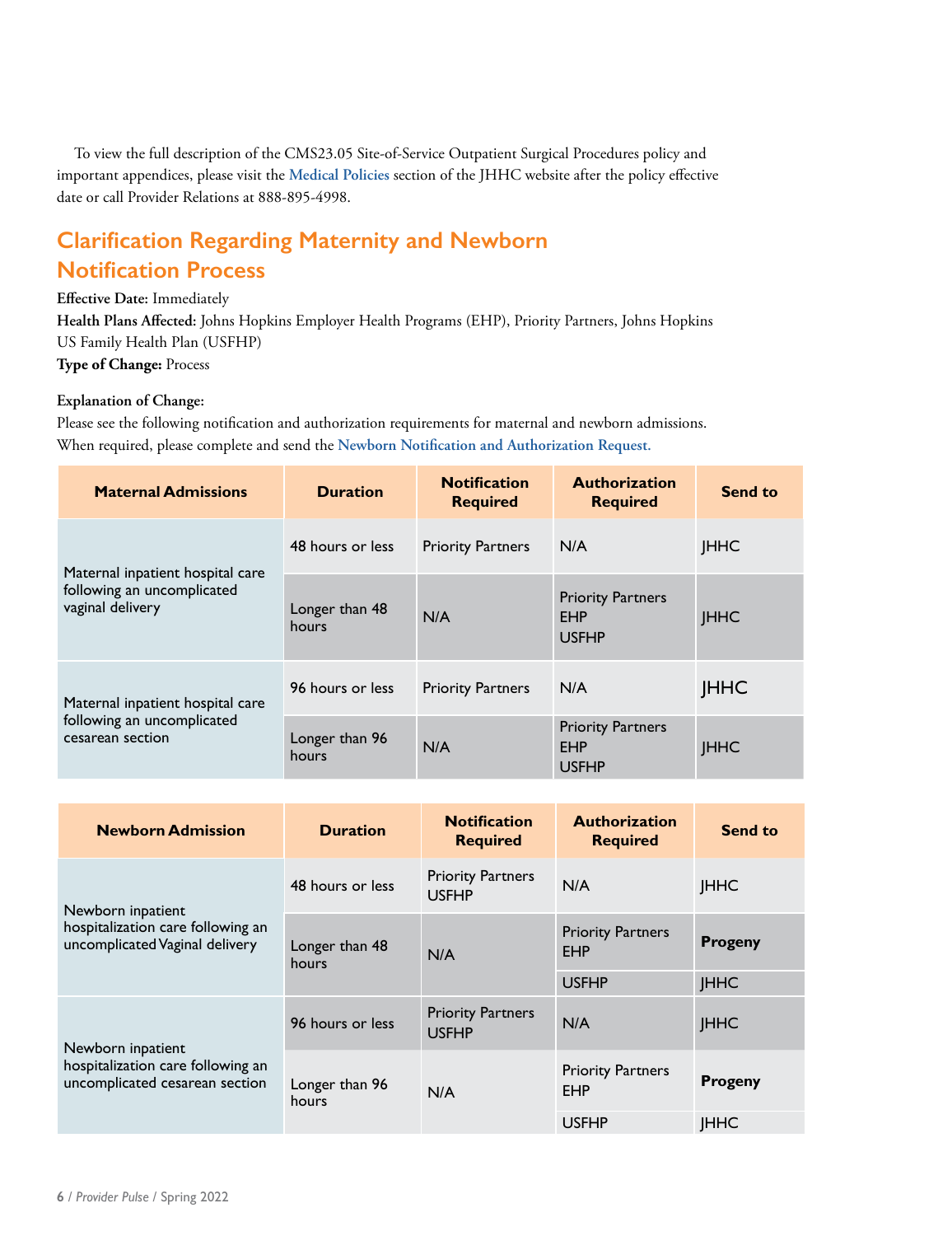To view the full description of the CMS23.05 Site-of-Service Outpatient Surgical Procedures policy and important appendices, please visit the **Medical Policies** section of the JHHC website after the policy effective date or call Provider Relations at 888-895-4998.

## Clarification Regarding Maternity and Newborn Notification Process

**Effective Date:** Immediately
**Health Plans Affected:** Johns Hopkins Employer Health Programs (EHP), Priority Partners, Johns Hopkins US Family Health Plan (USFHP)
**Type of Change:** Process

**Explanation of Change:**
Please see the following notification and authorization requirements for maternal and newborn admissions. When required, please complete and send the **Newborn Notification and Authorization Request.**

| Maternal Admissions | Duration | Notification Required | Authorization Required | Send to |
|---|---|---|---|---|
| Maternal inpatient hospital care following an uncomplicated vaginal delivery | 48 hours or less | Priority Partners | N/A | JHHC |
| | Longer than 48 hours | N/A | Priority Partners EHP USFHP | JHHC |
| Maternal inpatient hospital care following an uncomplicated cesarean section | 96 hours or less | Priority Partners | N/A | JHHC |
| | Longer than 96 hours | N/A | Priority Partners EHP USFHP | JHHC |

| Newborn Admission | Duration | Notification Required | Authorization Required | Send to |
|---|---|---|---|---|
| Newborn inpatient hospitalization care following an uncomplicated Vaginal delivery | 48 hours or less | Priority Partners USFHP | N/A | JHHC |
| | Longer than 48 hours | N/A | Priority Partners EHP | **Progeny** |
| | | | USFHP | JHHC |
| Newborn inpatient hospitalization care following an uncomplicated cesarean section | 96 hours or less | Priority Partners USFHP | N/A | JHHC |
| | Longer than 96 hours | N/A | Priority Partners EHP | **Progeny** |
| | | | USFHP | JHHC |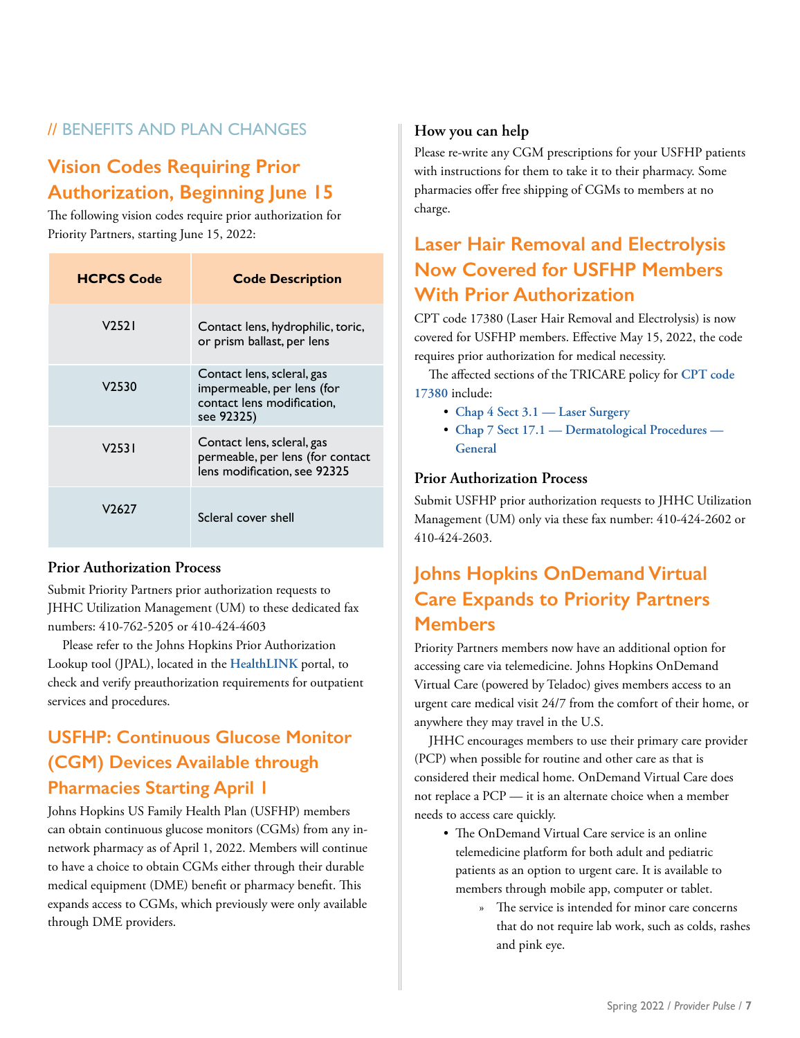// BENEFITS AND PLAN CHANGES

## Vision Codes Requiring Prior Authorization, Beginning June 15

The following vision codes require prior authorization for Priority Partners, starting June 15, 2022:

| HCPCS Code | Code Description |
| --- | --- |
| V2521 | Contact lens, hydrophilic, toric, or prism ballast, per lens |
| V2530 | Contact lens, scleral, gas impermeable, per lens (for contact lens modification, see 92325) |
| V2531 | Contact lens, scleral, gas permeable, per lens (for contact lens modification, see 92325 |
| V2627 | Scleral cover shell |

### Prior Authorization Process

Submit Priority Partners prior authorization requests to JHHC Utilization Management (UM) to these dedicated fax numbers: 410-762-5205 or 410-424-4603

Please refer to the Johns Hopkins Prior Authorization Lookup tool (JPAL), located in the **HealthLINK** portal, to check and verify preauthorization requirements for outpatient services and procedures.

## USFHP: Continuous Glucose Monitor (CGM) Devices Available through Pharmacies Starting April 1

Johns Hopkins US Family Health Plan (USFHP) members can obtain continuous glucose monitors (CGMs) from any in-network pharmacy as of April 1, 2022. Members will continue to have a choice to obtain CGMs either through their durable medical equipment (DME) benefit or pharmacy benefit. This expands access to CGMs, which previously were only available through DME providers.

### How you can help

Please re-write any CGM prescriptions for your USFHP patients with instructions for them to take it to their pharmacy. Some pharmacies offer free shipping of CGMs to members at no charge.

## Laser Hair Removal and Electrolysis Now Covered for USFHP Members With Prior Authorization

CPT code 17380 (Laser Hair Removal and Electrolysis) is now covered for USFHP members. Effective May 15, 2022, the code requires prior authorization for medical necessity.

The affected sections of the TRICARE policy for **CPT code 17380** include:

- **Chap 4 Sect 3.1 — Laser Surgery**
- **Chap 7 Sect 17.1 — Dermatological Procedures — General**

### Prior Authorization Process

Submit USFHP prior authorization requests to JHHC Utilization Management (UM) only via these fax number: 410-424-2602 or 410-424-2603.

## Johns Hopkins OnDemand Virtual Care Expands to Priority Partners Members

Priority Partners members now have an additional option for accessing care via telemedicine. Johns Hopkins OnDemand Virtual Care (powered by Teladoc) gives members access to an urgent care medical visit 24/7 from the comfort of their home, or anywhere they may travel in the U.S.

JHHC encourages members to use their primary care provider (PCP) when possible for routine and other care as that is considered their medical home. OnDemand Virtual Care does not replace a PCP — it is an alternate choice when a member needs to access care quickly.

- The OnDemand Virtual Care service is an online telemedicine platform for both adult and pediatric patients as an option to urgent care. It is available to members through mobile app, computer or tablet.
  - The service is intended for minor care concerns that do not require lab work, such as colds, rashes and pink eye.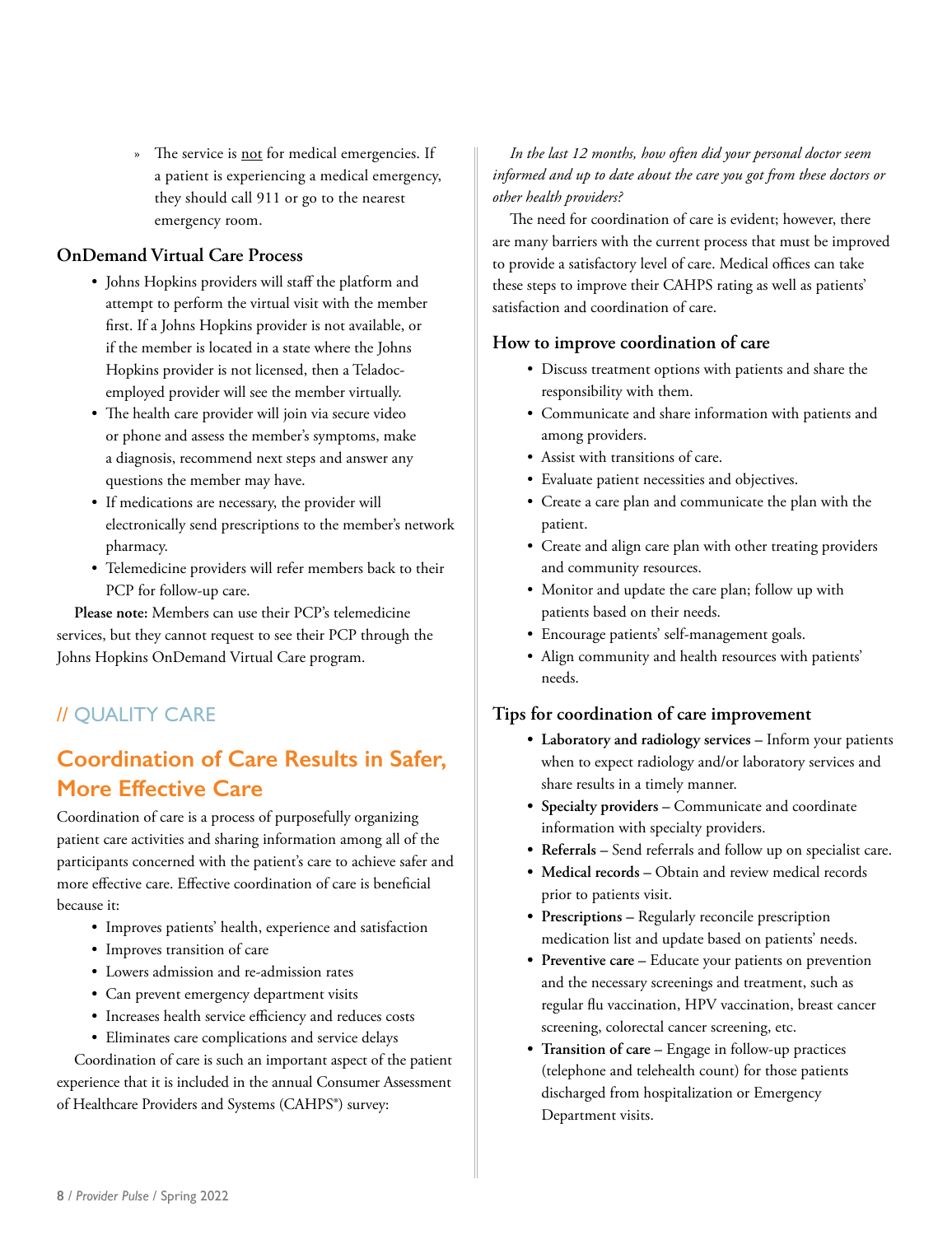» The service is not for medical emergencies. If a patient is experiencing a medical emergency, they should call 911 or go to the nearest emergency room.

### OnDemand Virtual Care Process

- Johns Hopkins providers will staff the platform and attempt to perform the virtual visit with the member first. If a Johns Hopkins provider is not available, or if the member is located in a state where the Johns Hopkins provider is not licensed, then a Teladoc-employed provider will see the member virtually.
- The health care provider will join via secure video or phone and assess the member's symptoms, make a diagnosis, recommend next steps and answer any questions the member may have.
- If medications are necessary, the provider will electronically send prescriptions to the member's network pharmacy.
- Telemedicine providers will refer members back to their PCP for follow-up care.

**Please note:** Members can use their PCP's telemedicine services, but they cannot request to see their PCP through the Johns Hopkins OnDemand Virtual Care program.

## // QUALITY CARE

# Coordination of Care Results in Safer, More Effective Care

Coordination of care is a process of purposefully organizing patient care activities and sharing information among all of the participants concerned with the patient's care to achieve safer and more effective care. Effective coordination of care is beneficial because it:

- Improves patients' health, experience and satisfaction
- Improves transition of care
- Lowers admission and re-admission rates
- Can prevent emergency department visits
- Increases health service efficiency and reduces costs
- Eliminates care complications and service delays

Coordination of care is such an important aspect of the patient experience that it is included in the annual Consumer Assessment of Healthcare Providers and Systems (CAHPS®) survey:

*In the last 12 months, how often did your personal doctor seem informed and up to date about the care you got from these doctors or other health providers?*

The need for coordination of care is evident; however, there are many barriers with the current process that must be improved to provide a satisfactory level of care. Medical offices can take these steps to improve their CAHPS rating as well as patients' satisfaction and coordination of care.

### How to improve coordination of care

- Discuss treatment options with patients and share the responsibility with them.
- Communicate and share information with patients and among providers.
- Assist with transitions of care.
- Evaluate patient necessities and objectives.
- Create a care plan and communicate the plan with the patient.
- Create and align care plan with other treating providers and community resources.
- Monitor and update the care plan; follow up with patients based on their needs.
- Encourage patients' self-management goals.
- Align community and health resources with patients' needs.

### Tips for coordination of care improvement

- **Laboratory and radiology services** – Inform your patients when to expect radiology and/or laboratory services and share results in a timely manner.
- **Specialty providers** – Communicate and coordinate information with specialty providers.
- **Referrals** – Send referrals and follow up on specialist care.
- **Medical records** – Obtain and review medical records prior to patients visit.
- **Prescriptions** – Regularly reconcile prescription medication list and update based on patients' needs.
- **Preventive care** – Educate your patients on prevention and the necessary screenings and treatment, such as regular flu vaccination, HPV vaccination, breast cancer screening, colorectal cancer screening, etc.
- **Transition of care** – Engage in follow-up practices (telephone and telehealth count) for those patients discharged from hospitalization or Emergency Department visits.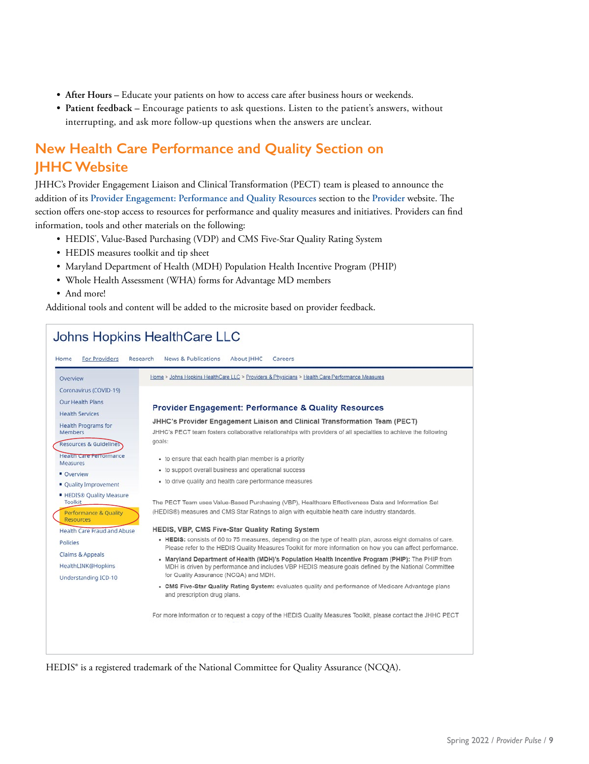- **After Hours** – Educate your patients on how to access care after business hours or weekends.
- **Patient feedback** – Encourage patients to ask questions. Listen to the patient's answers, without interrupting, and ask more follow-up questions when the answers are unclear.

## New Health Care Performance and Quality Section on JHHC Website

JHHC's Provider Engagement Liaison and Clinical Transformation (PECT) team is pleased to announce the addition of its **Provider Engagement: Performance and Quality Resources** section to the **Provider** website. The section offers one-stop access to resources for performance and quality measures and initiatives. Providers can find information, tools and other materials on the following:

- HEDIS®, Value-Based Purchasing (VDP) and CMS Five-Star Quality Rating System
- HEDIS measures toolkit and tip sheet
- Maryland Department of Health (MDH) Population Health Incentive Program (PHIP)
- Whole Health Assessment (WHA) forms for Advantage MD members
- And more!

Additional tools and content will be added to the microsite based on provider feedback.

Johns Hopkins HealthCare LLC

Home | For Providers | Research | News & Publications | About JHHC | Careers

Overview
Coronavirus (COVID-19)
Our Health Plans
Health Services
Health Programs for Members
Resources & Guidelines
Health Care Performance Measures
- Overview
- Quality Improvement
- HEDIS® Quality Measure Toolkit

Performance & Quality Resources
Health Care Fraud and Abuse
Policies
Claims & Appeals
HealthLINK@Hopkins
Understanding ICD-10

Home > Johns Hopkins HealthCare LLC > Providers & Physicians > Health Care Performance Measures

**Provider Engagement: Performance & Quality Resources**

**JHHC's Provider Engagement Liaison and Clinical Transformation Team (PECT)**

JHHC's PECT team fosters collaborative relationships with providers of all specialties to achieve the following goals:

- to ensure that each health plan member is a priority
- to support overall business and operational success
- to drive quality and health care performance measures

The PECT Team uses Value-Based Purchasing (VBP), Healthcare Effectiveness Data and Information Set (HEDIS®) measures and CMS Star Ratings to align with equitable health care industry standards.

**HEDIS, VBP, CMS Five-Star Quality Rating System**

- **HEDIS:** consists of 60 to 75 measures, depending on the type of health plan, across eight domains of care. Please refer to the HEDIS Quality Measures Toolkit for more information on how you can affect performance.
- **Maryland Department of Health (MDH)'s Population Health Incentive Program (PHIP):** The PHIP from MDH is driven by performance and includes VBP HEDIS measure goals defined by the National Committee for Quality Assurance (NCQA) and MDH.
- **CMS Five-Star Quality Rating System:** evaluates quality and performance of Medicare Advantage plans and prescription drug plans.

For more information or to request a copy of the HEDIS Quality Measures Toolkit, please contact the JHHC PECT

HEDIS® is a registered trademark of the National Committee for Quality Assurance (NCQA).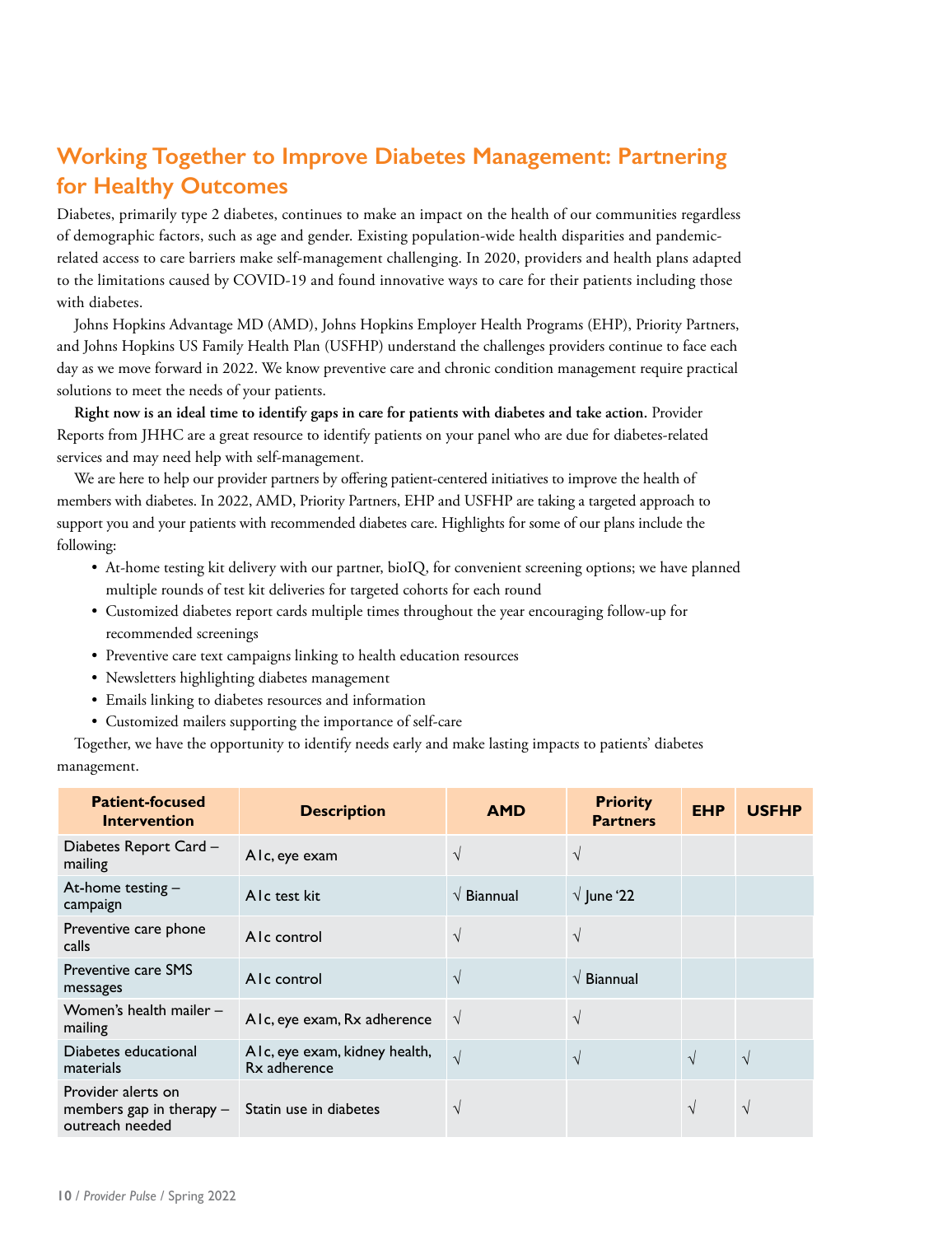## Working Together to Improve Diabetes Management: Partnering for Healthy Outcomes

Diabetes, primarily type 2 diabetes, continues to make an impact on the health of our communities regardless of demographic factors, such as age and gender. Existing population-wide health disparities and pandemic-related access to care barriers make self-management challenging. In 2020, providers and health plans adapted to the limitations caused by COVID-19 and found innovative ways to care for their patients including those with diabetes.

Johns Hopkins Advantage MD (AMD), Johns Hopkins Employer Health Programs (EHP), Priority Partners, and Johns Hopkins US Family Health Plan (USFHP) understand the challenges providers continue to face each day as we move forward in 2022. We know preventive care and chronic condition management require practical solutions to meet the needs of your patients.

**Right now is an ideal time to identify gaps in care for patients with diabetes and take action.** Provider Reports from JHHC are a great resource to identify patients on your panel who are due for diabetes-related services and may need help with self-management.

We are here to help our provider partners by offering patient-centered initiatives to improve the health of members with diabetes. In 2022, AMD, Priority Partners, EHP and USFHP are taking a targeted approach to support you and your patients with recommended diabetes care. Highlights for some of our plans include the following:

- At-home testing kit delivery with our partner, bioIQ, for convenient screening options; we have planned multiple rounds of test kit deliveries for targeted cohorts for each round
- Customized diabetes report cards multiple times throughout the year encouraging follow-up for recommended screenings
- Preventive care text campaigns linking to health education resources
- Newsletters highlighting diabetes management
- Emails linking to diabetes resources and information
- Customized mailers supporting the importance of self-care

Together, we have the opportunity to identify needs early and make lasting impacts to patients' diabetes management.

| Patient-focused Intervention | Description | AMD | Priority Partners | EHP | USFHP |
|---|---|---|---|---|---|
| Diabetes Report Card – mailing | A1c, eye exam | √ | √ | | |
| At-home testing – campaign | A1c test kit | √ Biannual | √ June '22 | | |
| Preventive care phone calls | A1c control | √ | √ | | |
| Preventive care SMS messages | A1c control | √ | √ Biannual | | |
| Women's health mailer – mailing | A1c, eye exam, Rx adherence | √ | √ | | |
| Diabetes educational materials | A1c, eye exam, kidney health, Rx adherence | √ | √ | √ | √ |
| Provider alerts on members gap in therapy – outreach needed | Statin use in diabetes | √ | | √ | √ |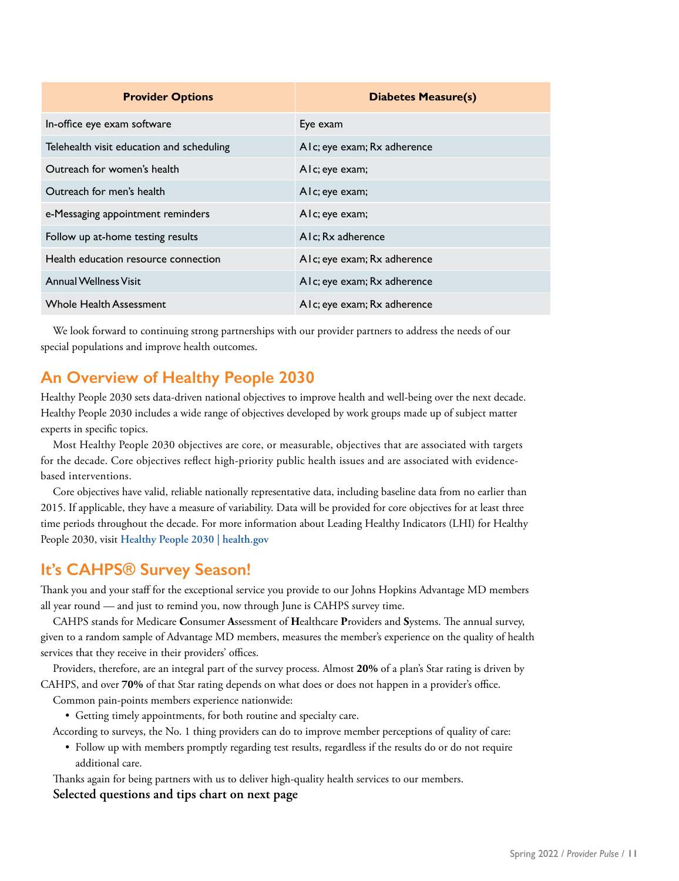| Provider Options | Diabetes Measure(s) |
| --- | --- |
| In-office eye exam software | Eye exam |
| Telehealth visit education and scheduling | A1c; eye exam; Rx adherence |
| Outreach for women's health | A1c; eye exam; |
| Outreach for men's health | A1c; eye exam; |
| e-Messaging appointment reminders | A1c; eye exam; |
| Follow up at-home testing results | A1c; Rx adherence |
| Health education resource connection | A1c; eye exam; Rx adherence |
| Annual Wellness Visit | A1c; eye exam; Rx adherence |
| Whole Health Assessment | A1c; eye exam; Rx adherence |

We look forward to continuing strong partnerships with our provider partners to address the needs of our special populations and improve health outcomes.

## An Overview of Healthy People 2030

Healthy People 2030 sets data-driven national objectives to improve health and well-being over the next decade. Healthy People 2030 includes a wide range of objectives developed by work groups made up of subject matter experts in specific topics.

Most Healthy People 2030 objectives are core, or measurable, objectives that are associated with targets for the decade. Core objectives reflect high-priority public health issues and are associated with evidence-based interventions.

Core objectives have valid, reliable nationally representative data, including baseline data from no earlier than 2015. If applicable, they have a measure of variability. Data will be provided for core objectives for at least three time periods throughout the decade. For more information about Leading Healthy Indicators (LHI) for Healthy People 2030, visit **Healthy People 2030 | health.gov**

## It's CAHPS® Survey Season!

Thank you and your staff for the exceptional service you provide to our Johns Hopkins Advantage MD members all year round — and just to remind you, now through June is CAHPS survey time.

CAHPS stands for Medicare **C**onsumer **A**ssessment of **H**ealthcare **P**roviders and **S**ystems. The annual survey, given to a random sample of Advantage MD members, measures the member's experience on the quality of health services that they receive in their providers' offices.

Providers, therefore, are an integral part of the survey process. Almost **20%** of a plan's Star rating is driven by CAHPS, and over **70%** of that Star rating depends on what does or does not happen in a provider's office.

Common pain-points members experience nationwide:

- Getting timely appointments, for both routine and specialty care.

According to surveys, the No. 1 thing providers can do to improve member perceptions of quality of care:

- Follow up with members promptly regarding test results, regardless if the results do or do not require additional care.

Thanks again for being partners with us to deliver high-quality health services to our members.

**Selected questions and tips chart on next page**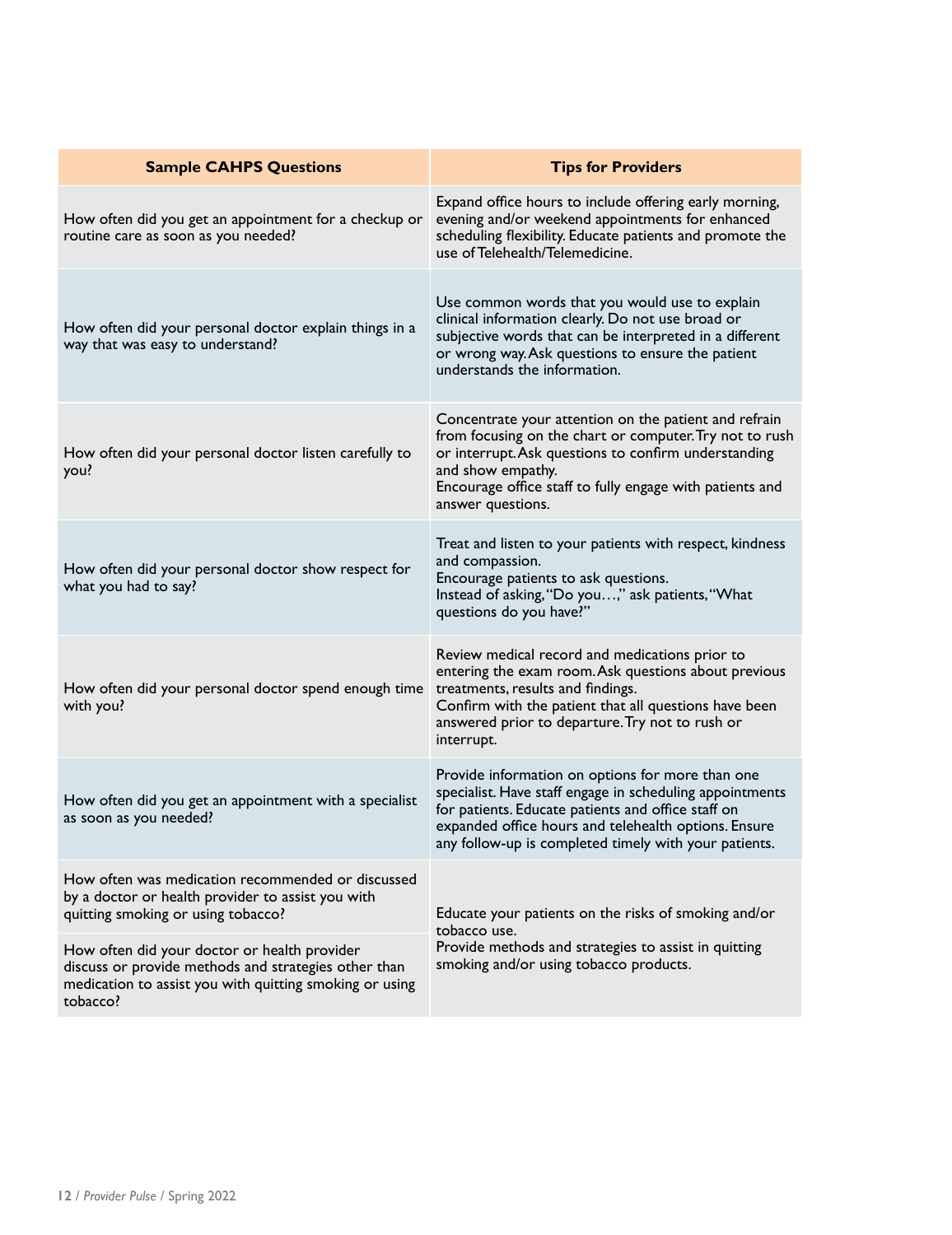| Sample CAHPS Questions | Tips for Providers |
| --- | --- |
| How often did you get an appointment for a checkup or routine care as soon as you needed? | Expand office hours to include offering early morning, evening and/or weekend appointments for enhanced scheduling flexibility. Educate patients and promote the use of Telehealth/Telemedicine. |
| How often did your personal doctor explain things in a way that was easy to understand? | Use common words that you would use to explain clinical information clearly. Do not use broad or subjective words that can be interpreted in a different or wrong way. Ask questions to ensure the patient understands the information. |
| How often did your personal doctor listen carefully to you? | Concentrate your attention on the patient and refrain from focusing on the chart or computer. Try not to rush or interrupt. Ask questions to confirm understanding and show empathy.<br>Encourage office staff to fully engage with patients and answer questions. |
| How often did your personal doctor show respect for what you had to say? | Treat and listen to your patients with respect, kindness and compassion.<br>Encourage patients to ask questions.<br>Instead of asking, "Do you…," ask patients, "What questions do you have?" |
| How often did your personal doctor spend enough time with you? | Review medical record and medications prior to entering the exam room. Ask questions about previous treatments, results and findings.<br>Confirm with the patient that all questions have been answered prior to departure. Try not to rush or interrupt. |
| How often did you get an appointment with a specialist as soon as you needed? | Provide information on options for more than one specialist. Have staff engage in scheduling appointments for patients. Educate patients and office staff on expanded office hours and telehealth options. Ensure any follow-up is completed timely with your patients. |
| How often was medication recommended or discussed by a doctor or health provider to assist you with quitting smoking or using tobacco? | Educate your patients on the risks of smoking and/or tobacco use.<br>Provide methods and strategies to assist in quitting smoking and/or using tobacco products. |
| How often did your doctor or health provider discuss or provide methods and strategies other than medication to assist you with quitting smoking or using tobacco? | |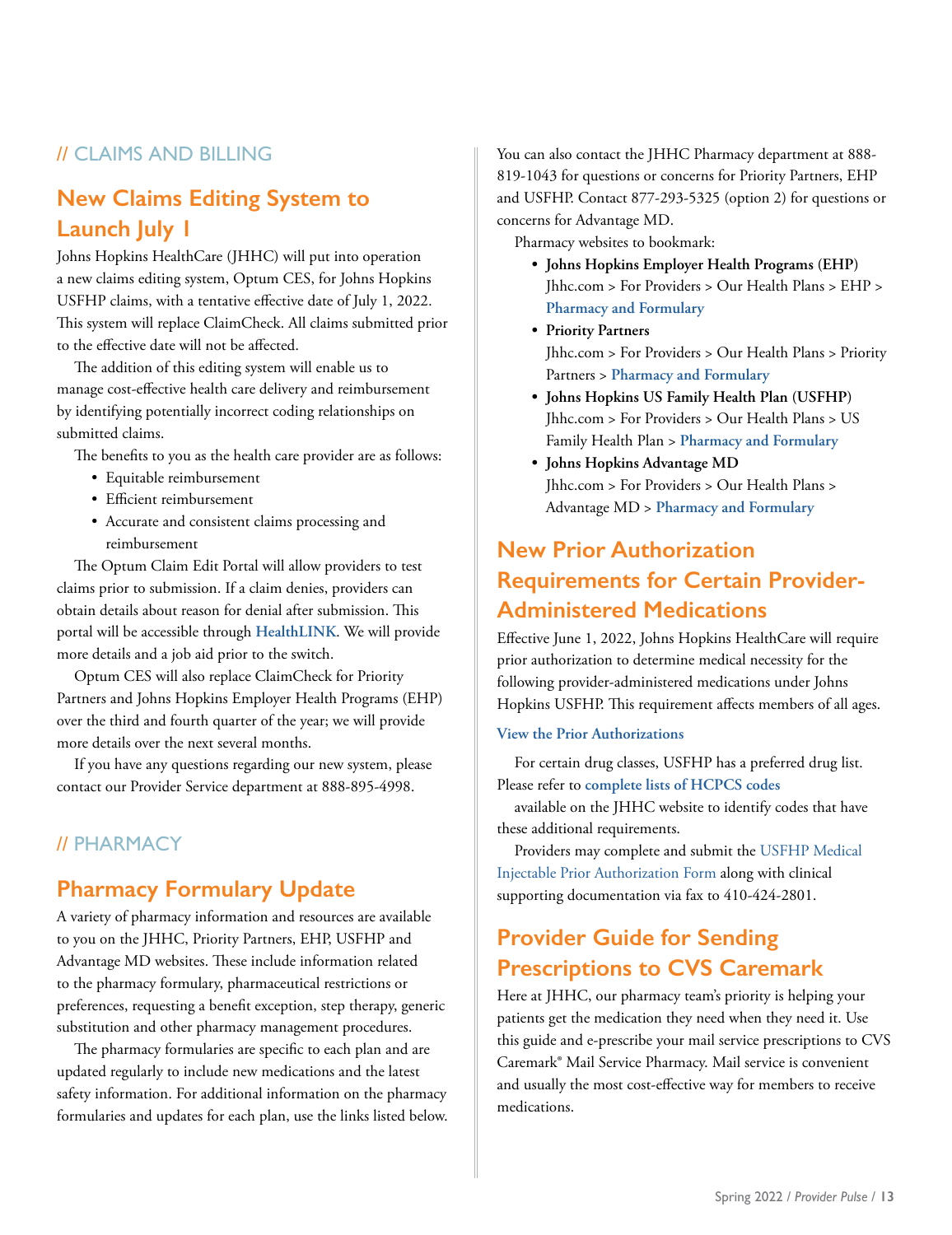## // CLAIMS AND BILLING

# New Claims Editing System to Launch July 1

Johns Hopkins HealthCare (JHHC) will put into operation a new claims editing system, Optum CES, for Johns Hopkins USFHP claims, with a tentative effective date of July 1, 2022. This system will replace ClaimCheck. All claims submitted prior to the effective date will not be affected.

The addition of this editing system will enable us to manage cost-effective health care delivery and reimbursement by identifying potentially incorrect coding relationships on submitted claims.

The benefits to you as the health care provider are as follows:

- Equitable reimbursement
- Efficient reimbursement
- Accurate and consistent claims processing and reimbursement

The Optum Claim Edit Portal will allow providers to test claims prior to submission. If a claim denies, providers can obtain details about reason for denial after submission. This portal will be accessible through **HealthLINK**. We will provide more details and a job aid prior to the switch.

Optum CES will also replace ClaimCheck for Priority Partners and Johns Hopkins Employer Health Programs (EHP) over the third and fourth quarter of the year; we will provide more details over the next several months.

If you have any questions regarding our new system, please contact our Provider Service department at 888-895-4998.

## // PHARMACY

# Pharmacy Formulary Update

A variety of pharmacy information and resources are available to you on the JHHC, Priority Partners, EHP, USFHP and Advantage MD websites. These include information related to the pharmacy formulary, pharmaceutical restrictions or preferences, requesting a benefit exception, step therapy, generic substitution and other pharmacy management procedures.

The pharmacy formularies are specific to each plan and are updated regularly to include new medications and the latest safety information. For additional information on the pharmacy formularies and updates for each plan, use the links listed below.

You can also contact the JHHC Pharmacy department at 888-819-1043 for questions or concerns for Priority Partners, EHP and USFHP. Contact 877-293-5325 (option 2) for questions or concerns for Advantage MD.

Pharmacy websites to bookmark:

- **Johns Hopkins Employer Health Programs (EHP)**
  Jhhc.com > For Providers > Our Health Plans > EHP > **Pharmacy and Formulary**
- **Priority Partners**
  Jhhc.com > For Providers > Our Health Plans > Priority Partners > **Pharmacy and Formulary**
- **Johns Hopkins US Family Health Plan (USFHP)**
  Jhhc.com > For Providers > Our Health Plans > US Family Health Plan > **Pharmacy and Formulary**
- **Johns Hopkins Advantage MD**
  Jhhc.com > For Providers > Our Health Plans > Advantage MD > **Pharmacy and Formulary**

# New Prior Authorization Requirements for Certain Provider-Administered Medications

Effective June 1, 2022, Johns Hopkins HealthCare will require prior authorization to determine medical necessity for the following provider-administered medications under Johns Hopkins USFHP. This requirement affects members of all ages.

**View the Prior Authorizations**

For certain drug classes, USFHP has a preferred drug list. Please refer to **complete lists of HCPCS codes** available on the JHHC website to identify codes that have these additional requirements.

Providers may complete and submit the USFHP Medical Injectable Prior Authorization Form along with clinical supporting documentation via fax to 410-424-2801.

# Provider Guide for Sending Prescriptions to CVS Caremark

Here at JHHC, our pharmacy team's priority is helping your patients get the medication they need when they need it. Use this guide and e-prescribe your mail service prescriptions to CVS Caremark® Mail Service Pharmacy. Mail service is convenient and usually the most cost-effective way for members to receive medications.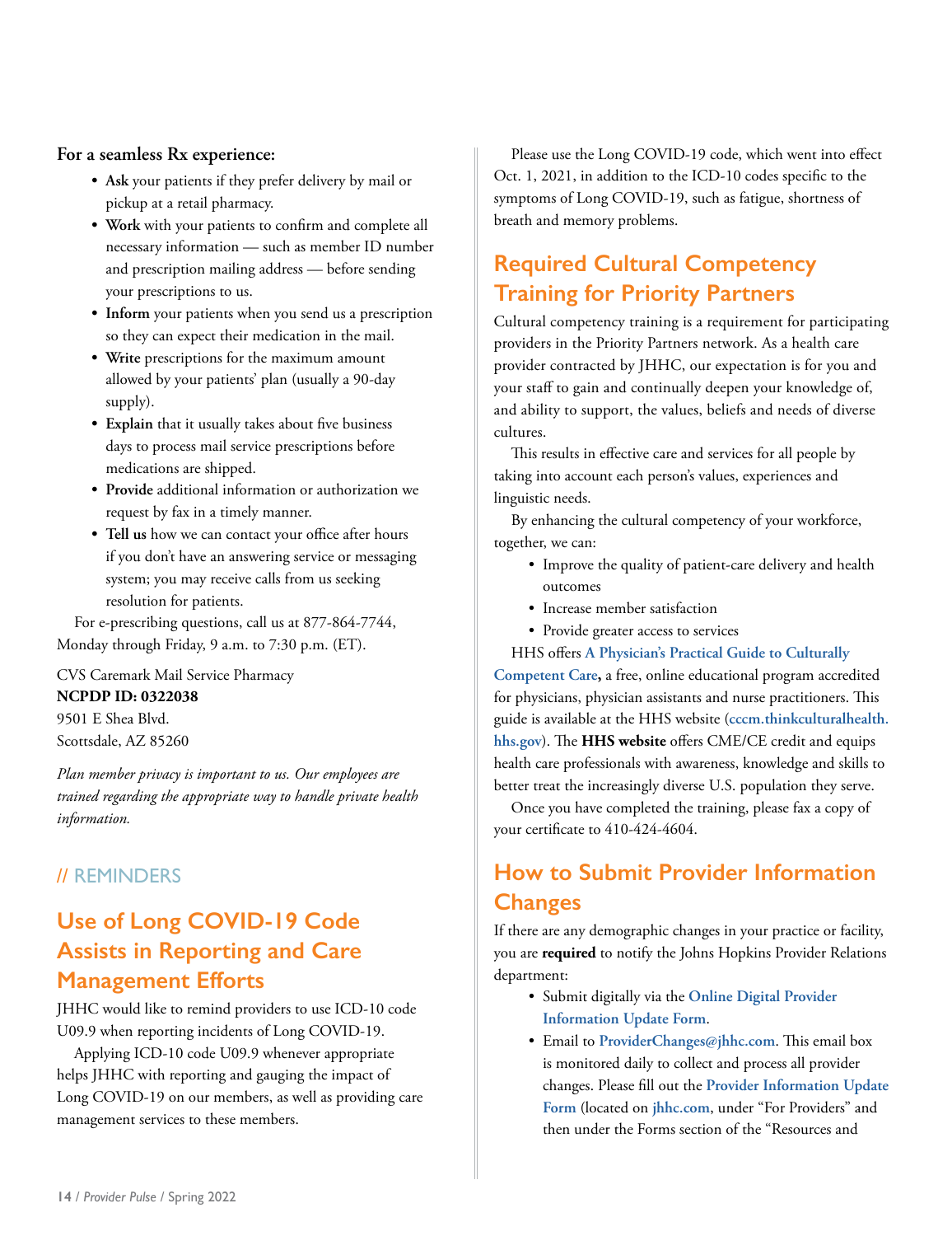**For a seamless Rx experience:**

- **Ask** your patients if they prefer delivery by mail or pickup at a retail pharmacy.
- **Work** with your patients to confirm and complete all necessary information — such as member ID number and prescription mailing address — before sending your prescriptions to us.
- **Inform** your patients when you send us a prescription so they can expect their medication in the mail.
- **Write** prescriptions for the maximum amount allowed by your patients' plan (usually a 90-day supply).
- **Explain** that it usually takes about five business days to process mail service prescriptions before medications are shipped.
- **Provide** additional information or authorization we request by fax in a timely manner.
- **Tell us** how we can contact your office after hours if you don't have an answering service or messaging system; you may receive calls from us seeking resolution for patients.

For e-prescribing questions, call us at 877-864-7744, Monday through Friday, 9 a.m. to 7:30 p.m. (ET).

CVS Caremark Mail Service Pharmacy
**NCPDP ID: 0322038**
9501 E Shea Blvd.
Scottsdale, AZ 85260

*Plan member privacy is important to us. Our employees are trained regarding the appropriate way to handle private health information.*

// REMINDERS

## Use of Long COVID-19 Code Assists in Reporting and Care Management Efforts

JHHC would like to remind providers to use ICD-10 code U09.9 when reporting incidents of Long COVID-19.

Applying ICD-10 code U09.9 whenever appropriate helps JHHC with reporting and gauging the impact of Long COVID-19 on our members, as well as providing care management services to these members.

Please use the Long COVID-19 code, which went into effect Oct. 1, 2021, in addition to the ICD-10 codes specific to the symptoms of Long COVID-19, such as fatigue, shortness of breath and memory problems.

## Required Cultural Competency Training for Priority Partners

Cultural competency training is a requirement for participating providers in the Priority Partners network. As a health care provider contracted by JHHC, our expectation is for you and your staff to gain and continually deepen your knowledge of, and ability to support, the values, beliefs and needs of diverse cultures.

This results in effective care and services for all people by taking into account each person's values, experiences and linguistic needs.

By enhancing the cultural competency of your workforce, together, we can:

- Improve the quality of patient-care delivery and health outcomes
- Increase member satisfaction
- Provide greater access to services

HHS offers **A Physician's Practical Guide to Culturally Competent Care,** a free, online educational program accredited for physicians, physician assistants and nurse practitioners. This guide is available at the HHS website (**cccm.thinkculturalhealth.hhs.gov**). The **HHS website** offers CME/CE credit and equips health care professionals with awareness, knowledge and skills to better treat the increasingly diverse U.S. population they serve.

Once you have completed the training, please fax a copy of your certificate to 410-424-4604.

## How to Submit Provider Information Changes

If there are any demographic changes in your practice or facility, you are **required** to notify the Johns Hopkins Provider Relations department:

- Submit digitally via the **Online Digital Provider Information Update Form**.
- Email to **ProviderChanges@jhhc.com**. This email box is monitored daily to collect and process all provider changes. Please fill out the **Provider Information Update Form** (located on **jhhc.com**, under "For Providers" and then under the Forms section of the "Resources and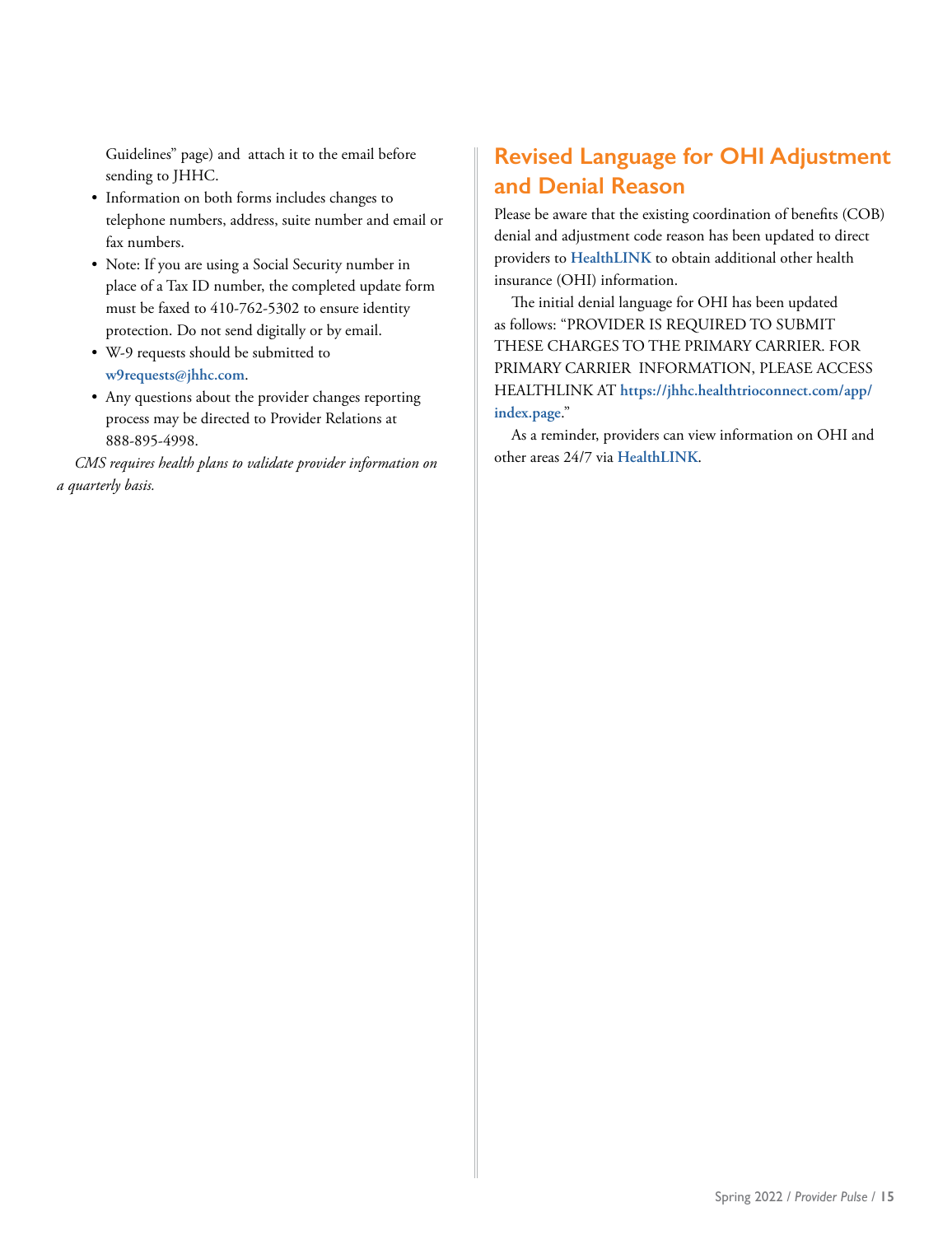Guidelines" page) and attach it to the email before sending to JHHC.

- Information on both forms includes changes to telephone numbers, address, suite number and email or fax numbers.
- Note: If you are using a Social Security number in place of a Tax ID number, the completed update form must be faxed to 410-762-5302 to ensure identity protection. Do not send digitally or by email.
- W-9 requests should be submitted to **w9requests@jhhc.com**.
- Any questions about the provider changes reporting process may be directed to Provider Relations at 888-895-4998.

*CMS requires health plans to validate provider information on a quarterly basis.*

## Revised Language for OHI Adjustment and Denial Reason

Please be aware that the existing coordination of benefits (COB) denial and adjustment code reason has been updated to direct providers to **HealthLINK** to obtain additional other health insurance (OHI) information.

The initial denial language for OHI has been updated as follows: "PROVIDER IS REQUIRED TO SUBMIT THESE CHARGES TO THE PRIMARY CARRIER. FOR PRIMARY CARRIER INFORMATION, PLEASE ACCESS HEALTHLINK AT **https://jhhc.healthtrioconnect.com/app/index.page**."

As a reminder, providers can view information on OHI and other areas 24/7 via **HealthLINK**.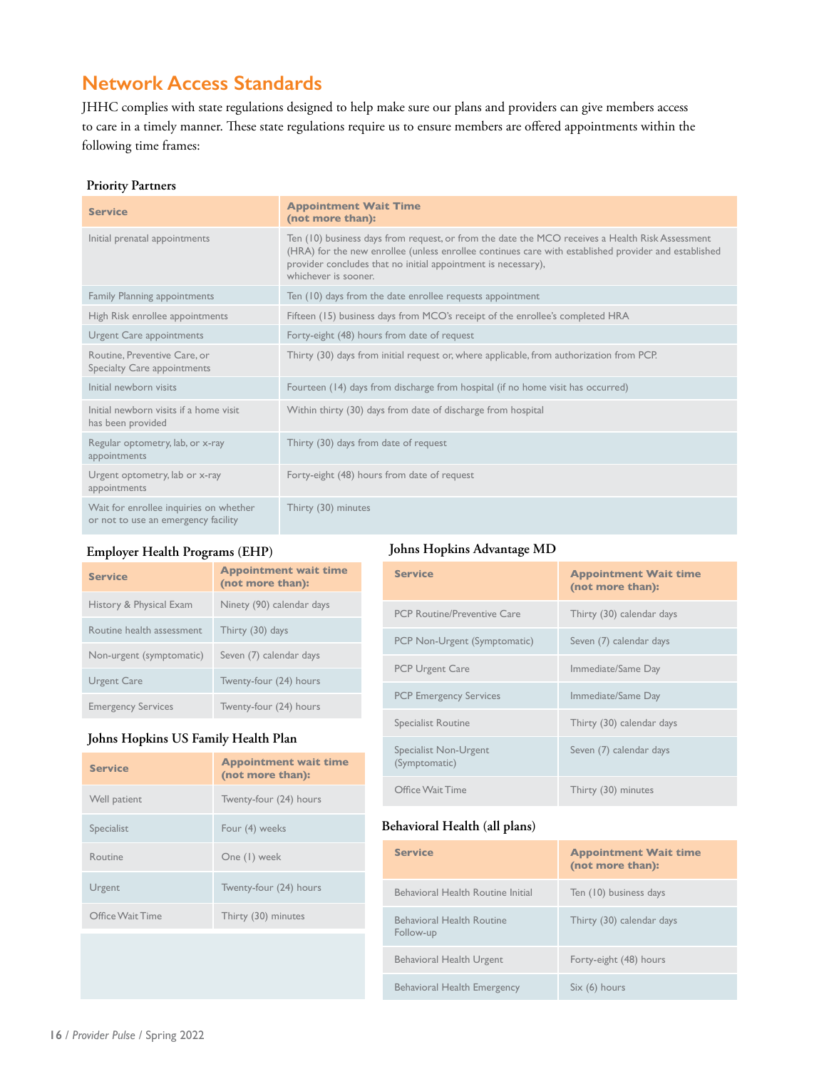## Network Access Standards

JHHC complies with state regulations designed to help make sure our plans and providers can give members access to care in a timely manner. These state regulations require us to ensure members are offered appointments within the following time frames:

### Priority Partners

| Service | Appointment Wait Time (not more than): |
|---|---|
| Initial prenatal appointments | Ten (10) business days from request, or from the date the MCO receives a Health Risk Assessment (HRA) for the new enrollee (unless enrollee continues care with established provider and established provider concludes that no initial appointment is necessary), whichever is sooner. |
| Family Planning appointments | Ten (10) days from the date enrollee requests appointment |
| High Risk enrollee appointments | Fifteen (15) business days from MCO's receipt of the enrollee's completed HRA |
| Urgent Care appointments | Forty-eight (48) hours from date of request |
| Routine, Preventive Care, or Specialty Care appointments | Thirty (30) days from initial request or, where applicable, from authorization from PCP. |
| Initial newborn visits | Fourteen (14) days from discharge from hospital (if no home visit has occurred) |
| Initial newborn visits if a home visit has been provided | Within thirty (30) days from date of discharge from hospital |
| Regular optometry, lab, or x-ray appointments | Thirty (30) days from date of request |
| Urgent optometry, lab or x-ray appointments | Forty-eight (48) hours from date of request |
| Wait for enrollee inquiries on whether or not to use an emergency facility | Thirty (30) minutes |

### Employer Health Programs (EHP)

| Service | Appointment wait time (not more than): |
|---|---|
| History & Physical Exam | Ninety (90) calendar days |
| Routine health assessment | Thirty (30) days |
| Non-urgent (symptomatic) | Seven (7) calendar days |
| Urgent Care | Twenty-four (24) hours |
| Emergency Services | Twenty-four (24) hours |

### Johns Hopkins US Family Health Plan

| Service | Appointment wait time (not more than): |
|---|---|
| Well patient | Twenty-four (24) hours |
| Specialist | Four (4) weeks |
| Routine | One (1) week |
| Urgent | Twenty-four (24) hours |
| Office Wait Time | Thirty (30) minutes |

### Johns Hopkins Advantage MD

| Service | Appointment Wait time (not more than): |
|---|---|
| PCP Routine/Preventive Care | Thirty (30) calendar days |
| PCP Non-Urgent (Symptomatic) | Seven (7) calendar days |
| PCP Urgent Care | Immediate/Same Day |
| PCP Emergency Services | Immediate/Same Day |
| Specialist Routine | Thirty (30) calendar days |
| Specialist Non-Urgent (Symptomatic) | Seven (7) calendar days |
| Office Wait Time | Thirty (30) minutes |

### Behavioral Health (all plans)

| Service | Appointment Wait time (not more than): |
|---|---|
| Behavioral Health Routine Initial | Ten (10) business days |
| Behavioral Health Routine Follow-up | Thirty (30) calendar days |
| Behavioral Health Urgent | Forty-eight (48) hours |
| Behavioral Health Emergency | Six (6) hours |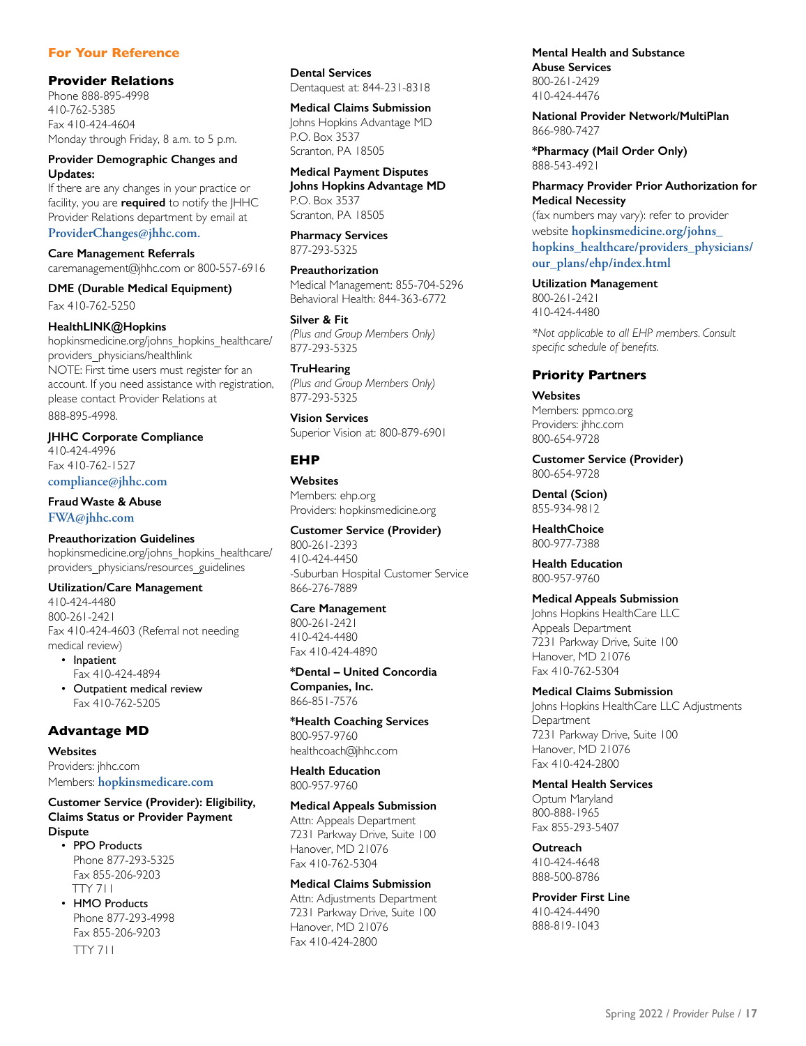## For Your Reference

### Provider Relations

Phone 888-895-4998
410-762-5385
Fax 410-424-4604
Monday through Friday, 8 a.m. to 5 p.m.

**Provider Demographic Changes and Updates:**
If there are any changes in your practice or facility, you are **required** to notify the JHHC Provider Relations department by email at **ProviderChanges@jhhc.com.**

**Care Management Referrals**
caremanagement@jhhc.com or 800-557-6916

**DME (Durable Medical Equipment)**
Fax 410-762-5250

**HealthLINK@Hopkins**
hopkinsmedicine.org/johns_hopkins_healthcare/providers_physicians/healthlink
NOTE: First time users must register for an account. If you need assistance with registration, please contact Provider Relations at 888-895-4998.

**JHHC Corporate Compliance**
410-424-4996
Fax 410-762-1527
**compliance@jhhc.com**

**Fraud Waste & Abuse**
**FWA@jhhc.com**

**Preauthorization Guidelines**
hopkinsmedicine.org/johns_hopkins_healthcare/providers_physicians/resources_guidelines

**Utilization/Care Management**
410-424-4480
800-261-2421
Fax 410-424-4603 (Referral not needing medical review)

- Inpatient
  Fax 410-424-4894
- Outpatient medical review
  Fax 410-762-5205

### Advantage MD

**Websites**
Providers: jhhc.com
Members: **hopkinsmedicare.com**

**Customer Service (Provider): Eligibility, Claims Status or Provider Payment Dispute**

- PPO Products
  Phone 877-293-5325
  Fax 855-206-9203
  TTY 711
- HMO Products
  Phone 877-293-4998
  Fax 855-206-9203
  TTY 711

**Dental Services**
Dentaquest at: 844-231-8318

**Medical Claims Submission**
Johns Hopkins Advantage MD
P.O. Box 3537
Scranton, PA 18505

**Medical Payment Disputes**
**Johns Hopkins Advantage MD**
P.O. Box 3537
Scranton, PA 18505

**Pharmacy Services**
877-293-5325

**Preauthorization**
Medical Management: 855-704-5296
Behavioral Health: 844-363-6772

**Silver & Fit**
*(Plus and Group Members Only)*
877-293-5325

**TruHearing**
*(Plus and Group Members Only)*
877-293-5325

**Vision Services**
Superior Vision at: 800-879-6901

### EHP

**Websites**
Members: ehp.org
Providers: hopkinsmedicine.org

**Customer Service (Provider)**
800-261-2393
410-424-4450
-Suburban Hospital Customer Service
866-276-7889

**Care Management**
800-261-2421
410-424-4480
Fax 410-424-4890

***Dental – United Concordia Companies, Inc.**
866-851-7576

***Health Coaching Services**
800-957-9760
healthcoach@jhhc.com

**Health Education**
800-957-9760

**Medical Appeals Submission**
Attn: Appeals Department
7231 Parkway Drive, Suite 100
Hanover, MD 21076
Fax 410-762-5304

**Medical Claims Submission**
Attn: Adjustments Department
7231 Parkway Drive, Suite 100
Hanover, MD 21076
Fax 410-424-2800

**Mental Health and Substance Abuse Services**
800-261-2429
410-424-4476

**National Provider Network/MultiPlan**
866-980-7427

***Pharmacy (Mail Order Only)**
888-543-4921

**Pharmacy Provider Prior Authorization for Medical Necessity**
(fax numbers may vary): refer to provider website **hopkinsmedicine.org/johns_hopkins_healthcare/providers_physicians/our_plans/ehp/index.html**

**Utilization Management**
800-261-2421
410-424-4480

*\*Not applicable to all EHP members. Consult specific schedule of benefits.*

### Priority Partners

**Websites**
Members: ppmco.org
Providers: jhhc.com
800-654-9728

**Customer Service (Provider)**
800-654-9728

**Dental (Scion)**
855-934-9812

**HealthChoice**
800-977-7388

**Health Education**
800-957-9760

**Medical Appeals Submission**
Johns Hopkins HealthCare LLC
Appeals Department
7231 Parkway Drive, Suite 100
Hanover, MD 21076
Fax 410-762-5304

**Medical Claims Submission**
Johns Hopkins HealthCare LLC Adjustments Department
7231 Parkway Drive, Suite 100
Hanover, MD 21076
Fax 410-424-2800

**Mental Health Services**
Optum Maryland
800-888-1965
Fax 855-293-5407

**Outreach**
410-424-4648
888-500-8786

**Provider First Line**
410-424-4490
888-819-1043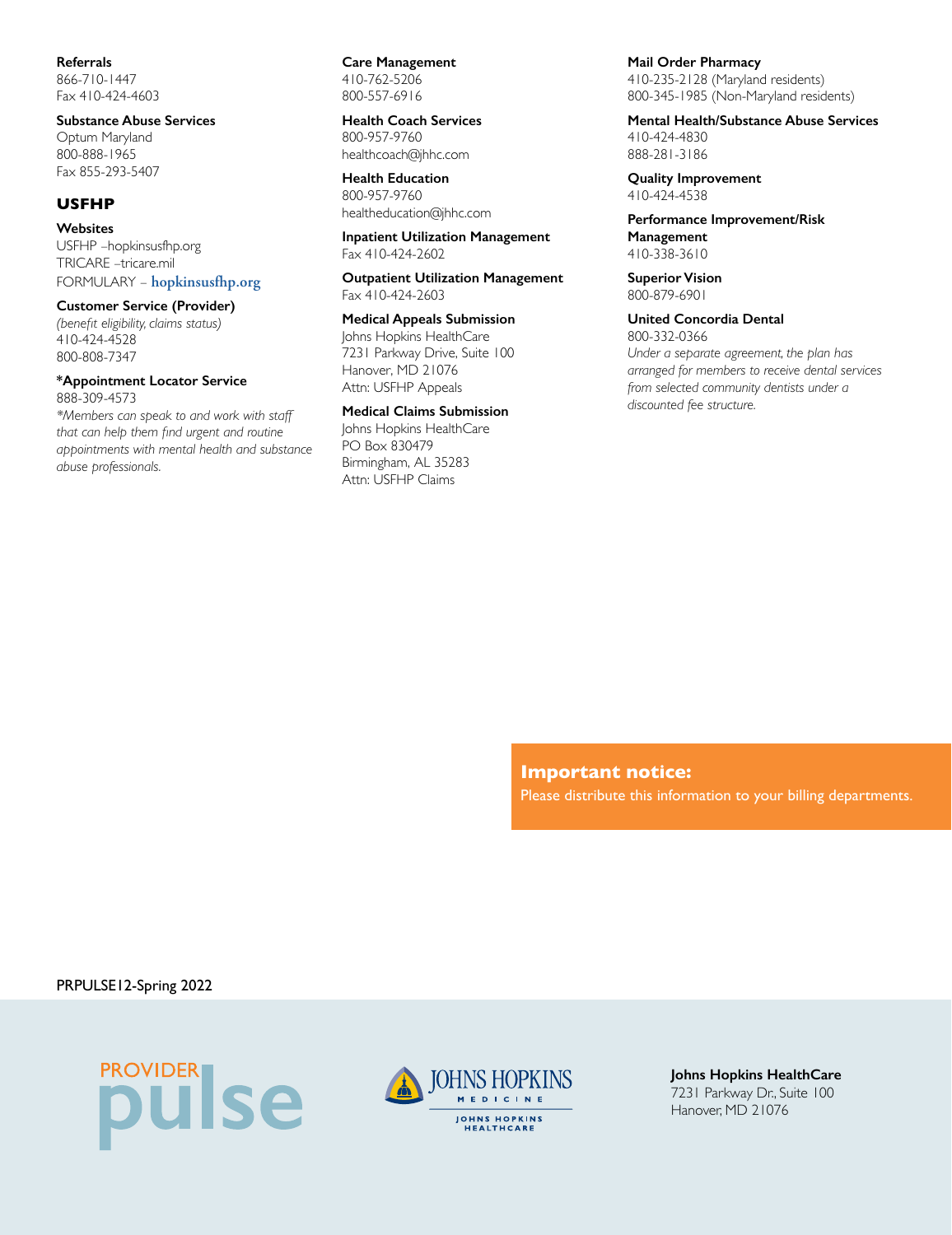**Referrals**
866-710-1447
Fax 410-424-4603

**Substance Abuse Services**
Optum Maryland
800-888-1965
Fax 855-293-5407

## USFHP

**Websites**
USFHP –hopkinsusfhp.org
TRICARE –tricare.mil
FORMULARY – **hopkinsusfhp.org**

**Customer Service (Provider)**
*(benefit eligibility, claims status)*
410-424-4528
800-808-7347

**\*Appointment Locator Service**
888-309-4573
*\*Members can speak to and work with staff that can help them find urgent and routine appointments with mental health and substance abuse professionals.*

**Care Management**
410-762-5206
800-557-6916

**Health Coach Services**
800-957-9760
healthcoach@jhhc.com

**Health Education**
800-957-9760
healtheducation@jhhc.com

**Inpatient Utilization Management**
Fax 410-424-2602

**Outpatient Utilization Management**
Fax 410-424-2603

**Medical Appeals Submission**
Johns Hopkins HealthCare
7231 Parkway Drive, Suite 100
Hanover, MD 21076
Attn: USFHP Appeals

**Medical Claims Submission**
Johns Hopkins HealthCare
PO Box 830479
Birmingham, AL 35283
Attn: USFHP Claims

**Mail Order Pharmacy**
410-235-2128 (Maryland residents)
800-345-1985 (Non-Maryland residents)

**Mental Health/Substance Abuse Services**
410-424-4830
888-281-3186

**Quality Improvement**
410-424-4538

**Performance Improvement/Risk Management**
410-338-3610

**Superior Vision**
800-879-6901

**United Concordia Dental**
800-332-0366
*Under a separate agreement, the plan has arranged for members to receive dental services from selected community dentists under a discounted fee structure.*

**Important notice:**
Please distribute this information to your billing departments.

PRPULSE12-Spring 2022

PROVIDER pulse

JOHNS HOPKINS MEDICINE
JOHNS HOPKINS HEALTHCARE

**Johns Hopkins HealthCare**
7231 Parkway Dr., Suite 100
Hanover, MD 21076